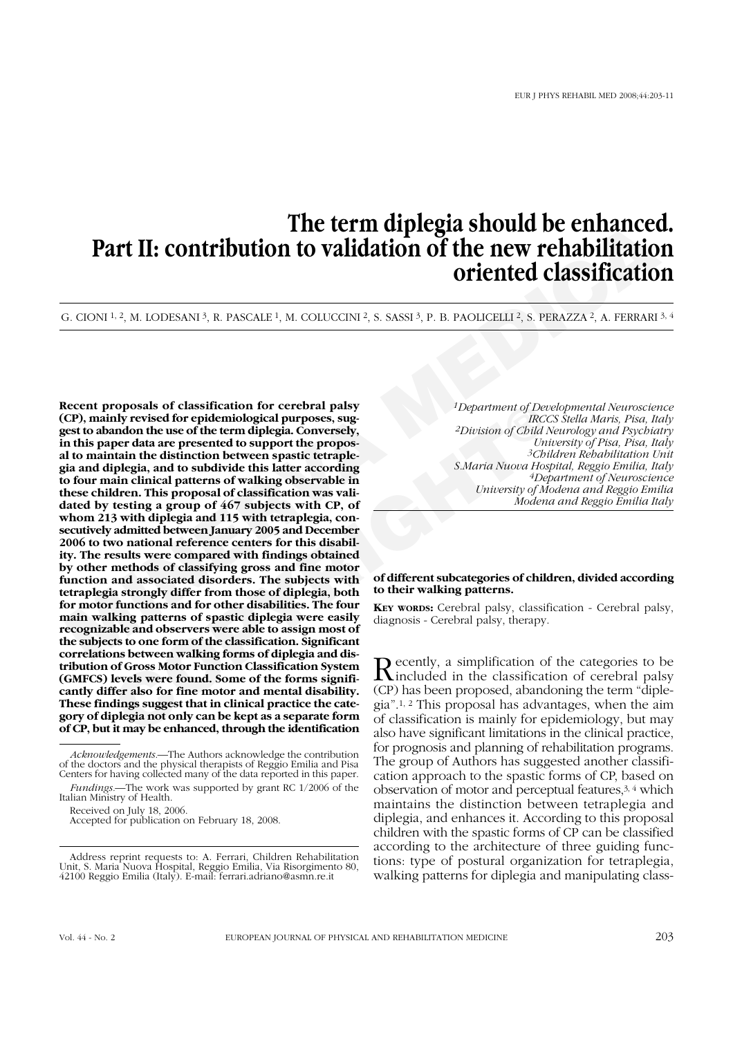# The term diplegia should be enhanced. Part II: contribution to validation of the new rehabilitation oriented classification

G. CIONI [1, 2], M. LODESANI [3], R. PASCALE [1], M. COLUCCINI [2], S. SASSI [3], P. B. PAOLICELLI [2], S. PERAZZA [2], A. FERRARI [3, 4]

*[1]Department of Developmental Neuroscience IRCCS Stella Maris, Pisa, Italy*
*[2]Division of Child Neurology and Psychiatry University of Pisa, Pisa, Italy*
*[3]Children Rehabilitation Unit S.Maria Nuova Hospital, Reggio Emilia, Italy*
*[4]Department of Neuroscience University of Modena and Reggio Emilia Modena and Reggio Emilia Italy*

**Recent proposals of classification for cerebral palsy (CP), mainly revised for epidemiological purposes, suggest to abandon the use of the term diplegia. Conversely, in this paper data are presented to support the proposal to maintain the distinction between spastic tetraplegia and diplegia, and to subdivide this latter according to four main clinical patterns of walking observable in these children. This proposal of classification was validated by testing a group of 467 subjects with CP, of whom 213 with diplegia and 115 with tetraplegia, consecutively admitted between January 2005 and December 2006 to two national reference centers for this disability. The results were compared with findings obtained by other methods of classifying gross and fine motor function and associated disorders. The subjects with tetraplegia strongly differ from those of diplegia, both for motor functions and for other disabilities. The four main walking patterns of spastic diplegia were easily recognizable and observers were able to assign most of the subjects to one form of the classification. Significant correlations between walking forms of diplegia and distribution of Gross Motor Function Classification System (GMFCS) levels were found. Some of the forms significantly differ also for fine motor and mental disability. These findings suggest that in clinical practice the category of diplegia not only can be kept as a separate form of CP, but it may be enhanced, through the identification of different subcategories of children, divided according to their walking patterns.**

**Key words:** Cerebral palsy, classification - Cerebral palsy, diagnosis - Cerebral palsy, therapy.

*Acknowledgements.*—The Authors acknowledge the contribution of the doctors and the physical therapists of Reggio Emilia and Pisa Centers for having collected many of the data reported in this paper.

*Fundings.*—The work was supported by grant RC 1/2006 of the Italian Ministry of Health.

Received on July 18, 2006.
Accepted for publication on February 18, 2008.

Address reprint requests to: A. Ferrari, Children Rehabilitation Unit, S. Maria Nuova Hospital, Reggio Emilia, Via Risorgimento 80, 42100 Reggio Emilia (Italy). E-mail: ferrari.adriano@asmn.re.it

Recently, a simplification of the categories to be included in the classification of cerebral palsy (CP) has been proposed, abandoning the term "diplegia".[1, 2] This proposal has advantages, when the aim of classification is mainly for epidemiology, but may also have significant limitations in the clinical practice, for prognosis and planning of rehabilitation programs. The group of Authors has suggested another classification approach to the spastic forms of CP, based on observation of motor and perceptual features,[3, 4] which maintains the distinction between tetraplegia and diplegia, and enhances it. According to this proposal children with the spastic forms of CP can be classified according to the architecture of three guiding functions: type of postural organization for tetraplegia, walking patterns for diplegia and manipulating class-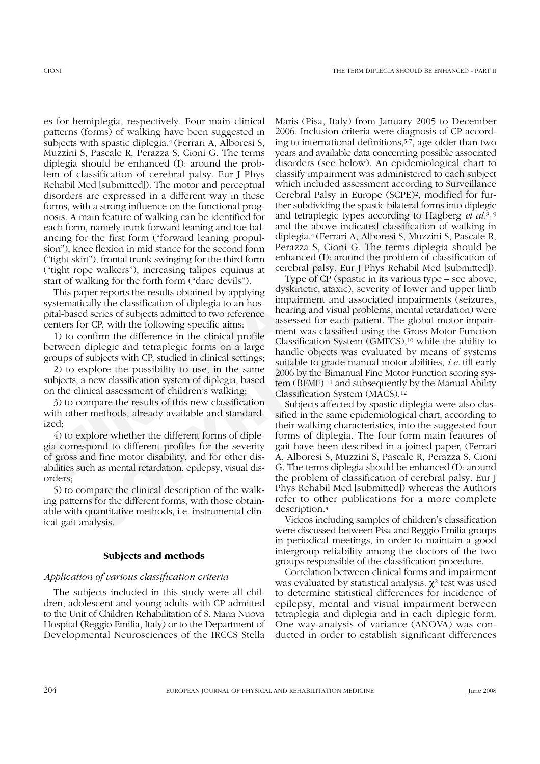es for hemiplegia, respectively. Four main clinical patterns (forms) of walking have been suggested in subjects with spastic diplegia.[4] (Ferrari A, Alboresi S, Muzzini S, Pascale R, Perazza S, Cioni G. The terms diplegia should be enhanced (I): around the problem of classification of cerebral palsy. Eur J Phys Rehabil Med [submitted]). The motor and perceptual disorders are expressed in a different way in these forms, with a strong influence on the functional prognosis. A main feature of walking can be identified for each form, namely trunk forward leaning and toe balancing for the first form ("forward leaning propulsion"), knee flexion in mid stance for the second form ("tight skirt"), frontal trunk swinging for the third form ("tight rope walkers"), increasing talipes equinus at start of walking for the forth form ("dare devils").

This paper reports the results obtained by applying systematically the classification of diplegia to an hospital-based series of subjects admitted to two reference centers for CP, with the following specific aims:

1) to confirm the difference in the clinical profile between diplegic and tetraplegic forms on a large groups of subjects with CP, studied in clinical settings;

2) to explore the possibility to use, in the same subjects, a new classification system of diplegia, based on the clinical assessment of children's walking;

3) to compare the results of this new classification with other methods, already available and standardized;

4) to explore whether the different forms of diplegia correspond to different profiles for the severity of gross and fine motor disability, and for other disabilities such as mental retardation, epilepsy, visual disorders;

5) to compare the clinical description of the walking patterns for the different forms, with those obtainable with quantitative methods, i.e. instrumental clinical gait analysis.

## Subjects and methods

### *Application of various classification criteria*

The subjects included in this study were all children, adolescent and young adults with CP admitted to the Unit of Children Rehabilitation of S. Maria Nuova Hospital (Reggio Emilia, Italy) or to the Department of Developmental Neurosciences of the IRCCS Stella Maris (Pisa, Italy) from January 2005 to December 2006. Inclusion criteria were diagnosis of CP according to international definitions,[5-7], age older than two years and available data concerning possible associated disorders (see below). An epidemiological chart to classify impairment was administered to each subject which included assessment according to Surveillance Cerebral Palsy in Europe (SCPE)[2], modified for further subdividing the spastic bilateral forms into diplegic and tetraplegic types according to Hagberg *et al*.[8, 9] and the above indicated classification of walking in diplegia.[4] (Ferrari A, Alboresi S, Muzzini S, Pascale R, Perazza S, Cioni G. The terms diplegia should be enhanced (I): around the problem of classification of cerebral palsy. Eur J Phys Rehabil Med [submitted]).

Type of CP (spastic in its various type – see above, dyskinetic, ataxic), severity of lower and upper limb impairment and associated impairments (seizures, hearing and visual problems, mental retardation) were assessed for each patient. The global motor impairment was classified using the Gross Motor Function Classification System (GMFCS),[10] while the ability to handle objects was evaluated by means of systems suitable to grade manual motor abilities, *i.e.* till early 2006 by the Bimanual Fine Motor Function scoring system (BFMF) [11] and subsequently by the Manual Ability Classification System (MACS).[12]

Subjects affected by spastic diplegia were also classified in the same epidemiological chart, according to their walking characteristics, into the suggested four forms of diplegia. The four form main features of gait have been described in a joined paper, (Ferrari A, Alboresi S, Muzzini S, Pascale R, Perazza S, Cioni G. The terms diplegia should be enhanced (I): around the problem of classification of cerebral palsy. Eur J Phys Rehabil Med [submitted]) whereas the Authors refer to other publications for a more complete description.[4]

Videos including samples of children's classification were discussed between Pisa and Reggio Emilia groups in periodical meetings, in order to maintain a good intergroup reliability among the doctors of the two groups responsible of the classification procedure.

Correlation between clinical forms and impairment was evaluated by statistical analysis. $\chi^2$ test was used to determine statistical differences for incidence of epilepsy, mental and visual impairment between tetraplegia and diplegia and in each diplegic form. One way-analysis of variance (ANOVA) was conducted in order to establish significant differences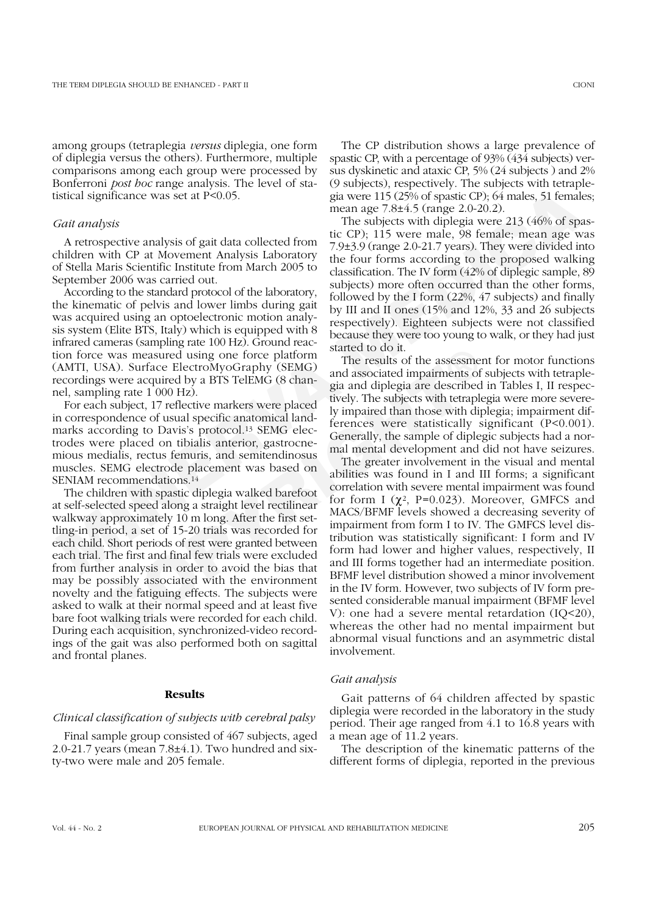among groups (tetraplegia *versus* diplegia, one form of diplegia versus the others). Furthermore, multiple comparisons among each group were processed by Bonferroni *post hoc* range analysis. The level of statistical significance was set at $P<0.05$.

### *Gait analysis*

A retrospective analysis of gait data collected from children with CP at Movement Analysis Laboratory of Stella Maris Scientific Institute from March 2005 to September 2006 was carried out.

According to the standard protocol of the laboratory, the kinematic of pelvis and lower limbs during gait was acquired using an optoelectronic motion analysis system (Elite BTS, Italy) which is equipped with 8 infrared cameras (sampling rate 100 Hz). Ground reaction force was measured using one force platform (AMTI, USA). Surface ElectroMyoGraphy (SEMG) recordings were acquired by a BTS TelEMG (8 channel, sampling rate 1 000 Hz).

For each subject, 17 reflective markers were placed in correspondence of usual specific anatomical landmarks according to Davis's protocol.[13] SEMG electrodes were placed on tibialis anterior, gastrocnemious medialis, rectus femuris, and semitendinosus muscles. SEMG electrode placement was based on SENIAM recommendations.[14]

The children with spastic diplegia walked barefoot at self-selected speed along a straight level rectilinear walkway approximately 10 m long. After the first settling-in period, a set of 15-20 trials was recorded for each child. Short periods of rest were granted between each trial. The first and final few trials were excluded from further analysis in order to avoid the bias that may be possibly associated with the environment novelty and the fatiguing effects. The subjects were asked to walk at their normal speed and at least five bare foot walking trials were recorded for each child. During each acquisition, synchronized-video recordings of the gait was also performed both on sagittal and frontal planes.

## Results

### *Clinical classification of subjects with cerebral palsy*

Final sample group consisted of 467 subjects, aged 2.0-21.7 years (mean 7.8±4.1). Two hundred and sixty-two were male and 205 female.

The CP distribution shows a large prevalence of spastic CP, with a percentage of 93% (434 subjects) versus dyskinetic and ataxic CP, 5% (24 subjects ) and 2% (9 subjects), respectively. The subjects with tetraplegia were 115 (25% of spastic CP); 64 males, 51 females; mean age 7.8±4.5 (range 2.0-20.2).

The subjects with diplegia were 213 (46% of spastic CP); 115 were male, 98 female; mean age was 7.9±3.9 (range 2.0-21.7 years). They were divided into the four forms according to the proposed walking classification. The IV form (42% of diplegic sample, 89 subjects) more often occurred than the other forms, followed by the I form (22%, 47 subjects) and finally by III and II ones (15% and 12%, 33 and 26 subjects respectively). Eighteen subjects were not classified because they were too young to walk, or they had just started to do it.

The results of the assessment for motor functions and associated impairments of subjects with tetraplegia and diplegia are described in Tables I, II respectively. The subjects with tetraplegia were more severely impaired than those with diplegia; impairment differences were statistically significant ($P<0.001$). Generally, the sample of diplegic subjects had a normal mental development and did not have seizures.

The greater involvement in the visual and mental abilities was found in I and III forms; a significant correlation with severe mental impairment was found for form I ($\chi^2$, $P=0.023$). Moreover, GMFCS and MACS/BFMF levels showed a decreasing severity of impairment from form I to IV. The GMFCS level distribution was statistically significant: I form and IV form had lower and higher values, respectively, II and III forms together had an intermediate position. BFMF level distribution showed a minor involvement in the IV form. However, two subjects of IV form presented considerable manual impairment (BFMF level V): one had a severe mental retardation (IQ<20), whereas the other had no mental impairment but abnormal visual functions and an asymmetric distal involvement.

### *Gait analysis*

Gait patterns of 64 children affected by spastic diplegia were recorded in the laboratory in the study period. Their age ranged from 4.1 to 16.8 years with a mean age of 11.2 years.

The description of the kinematic patterns of the different forms of diplegia, reported in the previous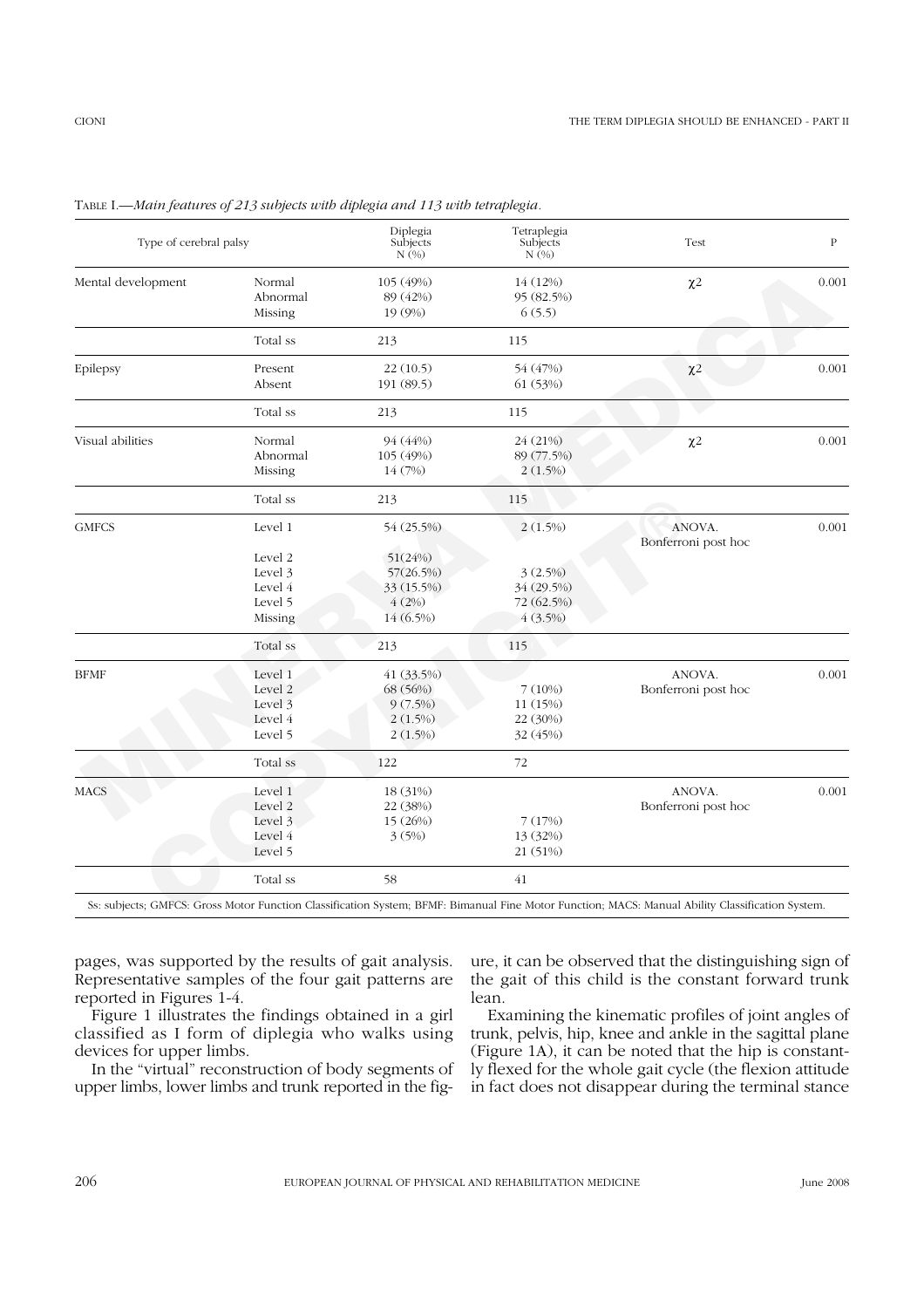TABLE I.—*Main features of 213 subjects with diplegia and 113 with tetraplegia.*

| Type of cerebral palsy | | Diplegia Subjects N (%) | Tetraplegia Subjects N (%) | Test | P |
|---|---|---|---|---|---|
| Mental development | Normal | 105 (49%) | 14 (12%) | $\chi^2$ | 0.001 |
| | Abnormal | 89 (42%) | 95 (82.5%) | | |
| | Missing | 19 (9%) | 6 (5.5) | | |
| | Total ss | 213 | 115 | | |
| Epilepsy | Present | 22 (10.5) | 54 (47%) | $\chi^2$ | 0.001 |
| | Absent | 191 (89.5) | 61 (53%) | | |
| | Total ss | 213 | 115 | | |
| Visual abilities | Normal | 94 (44%) | 24 (21%) | $\chi^2$ | 0.001 |
| | Abnormal | 105 (49%) | 89 (77.5%) | | |
| | Missing | 14 (7%) | 2 (1.5%) | | |
| | Total ss | 213 | 115 | | |
| GMFCS | Level 1 | 54 (25.5%) | 2 (1.5%) | ANOVA. Bonferroni post hoc | 0.001 |
| | Level 2 | 51(24%) | | | |
| | Level 3 | 57(26.5%) | 3 (2.5%) | | |
| | Level 4 | 33 (15.5%) | 34 (29.5%) | | |
| | Level 5 | 4 (2%) | 72 (62.5%) | | |
| | Missing | 14 (6.5%) | 4 (3.5%) | | |
| | Total ss | 213 | 115 | | |
| BFMF | Level 1 | 41 (33.5%) | | ANOVA. Bonferroni post hoc | 0.001 |
| | Level 2 | 68 (56%) | 7 (10%) | | |
| | Level 3 | 9 (7.5%) | 11 (15%) | | |
| | Level 4 | 2 (1.5%) | 22 (30%) | | |
| | Level 5 | 2 (1.5%) | 32 (45%) | | |
| | Total ss | 122 | 72 | | |
| MACS | Level 1 | 18 (31%) | | ANOVA. Bonferroni post hoc | 0.001 |
| | Level 2 | 22 (38%) | | | |
| | Level 3 | 15 (26%) | 7 (17%) | | |
| | Level 4 | 3 (5%) | 13 (32%) | | |
| | Level 5 | | 21 (51%) | | |
| | Total ss | 58 | 41 | | |

Ss: subjects; GMFCS: Gross Motor Function Classification System; BFMF: Bimanual Fine Motor Function; MACS: Manual Ability Classification System.

pages, was supported by the results of gait analysis. Representative samples of the four gait patterns are reported in Figures 1-4.

Figure 1 illustrates the findings obtained in a girl classified as I form of diplegia who walks using devices for upper limbs.

In the "virtual" reconstruction of body segments of upper limbs, lower limbs and trunk reported in the figure, it can be observed that the distinguishing sign of the gait of this child is the constant forward trunk lean.

Examining the kinematic profiles of joint angles of trunk, pelvis, hip, knee and ankle in the sagittal plane (Figure 1A), it can be noted that the hip is constantly flexed for the whole gait cycle (the flexion attitude in fact does not disappear during the terminal stance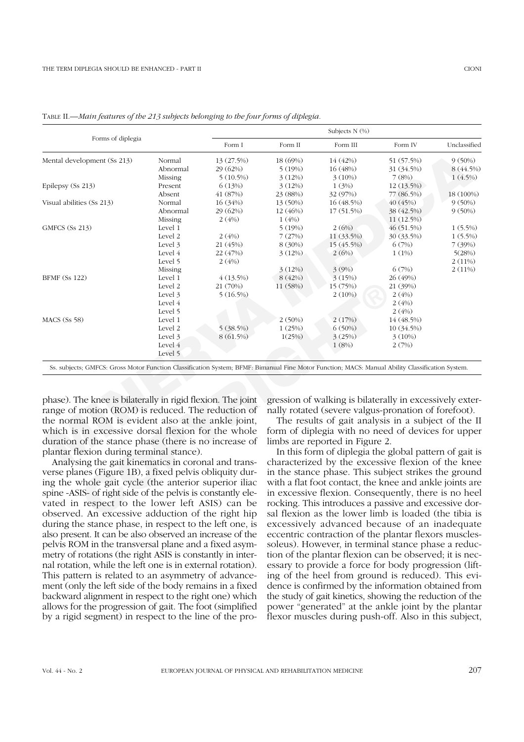Table II.—*Main features of the 213 subjects belonging to the four forms of diplegia.*

| Forms of diplegia | | Subjects N (%) | | | | |
|---|---|---|---|---|---|---|
| | | Form I | Form II | Form III | Form IV | Unclassified |
| Mental development (Ss 213) | Normal | 13 (27.5%) | 18 (69%) | 14 (42%) | 51 (57.5%) | 9 (50%) |
| | Abnormal | 29 (62%) | 5 (19%) | 16 (48%) | 31 (34.5%) | 8 (44.5%) |
| | Missing | 5 (10.5%) | 3 (12%) | 3 (10%) | 7 (8%) | 1 (4.5%) |
| Epilepsy (Ss 213) | Present | 6 (13%) | 3 (12%) | 1 (3%) | 12 (13.5%) | |
| | Absent | 41 (87%) | 23 (88%) | 32 (97%) | 77 (86.5%) | 18 (100%) |
| Visual abilities (Ss 213) | Normal | 16 (34%) | 13 (50%) | 16 (48.5%) | 40 (45%) | 9 (50%) |
| | Abnormal | 29 (62%) | 12 (46%) | 17 (51.5%) | 38 (42.5%) | 9 (50%) |
| | Missing | 2 (4%) | 1 (4%) | | 11 (12.5%) | |
| GMFCS (Ss 213) | Level 1 | | 5 (19%) | 2 (6%) | 46 (51.5%) | 1 (5.5%) |
| | Level 2 | 2 (4%) | 7 (27%) | 11 (33.5%) | 30 (33.5%) | 1 (5.5%) |
| | Level 3 | 21 (45%) | 8 (30%) | 15 (45.5%) | 6 (7%) | 7 (39%) |
| | Level 4 | 22 (47%) | 3 (12%) | 2 (6%) | 1 (1%) | 5(28%) |
| | Level 5 | 2 (4%) | | | | 2 (11%) |
| | Missing | | 3 (12%) | 3 (9%) | 6 (7%) | 2 (11%) |
| BFMF (Ss 122) | Level 1 | 4 (13.5%) | 8 (42%) | 3 (15%) | 26 (49%) | |
| | Level 2 | 21 (70%) | 11 (58%) | 15 (75%) | 21 (39%) | |
| | Level 3 | 5 (16.5%) | | 2 (10%) | 2 (4%) | |
| | Level 4 | | | | 2 (4%) | |
| | Level 5 | | | | 2 (4%) | |
| MACS (Ss 58) | Level 1 | | 2 (50%) | 2 (17%) | 14 (48.5%) | |
| | Level 2 | 5 (38.5%) | 1 (25%) | 6 (50%) | 10 (34.5%) | |
| | Level 3 | 8 (61.5%) | 1(25%) | 3 (25%) | 3 (10%) | |
| | Level 4 | | | 1 (8%) | 2 (7%) | |
| | Level 5 | | | | | |

Ss. subjects; GMFCS: Gross Motor Function Classification System; BFMF: Bimanual Fine Motor Function; MACS: Manual Ability Classification System.

phase). The knee is bilaterally in rigid flexion. The joint range of motion (ROM) is reduced. The reduction of the normal ROM is evident also at the ankle joint, which is in excessive dorsal flexion for the whole duration of the stance phase (there is no increase of plantar flexion during terminal stance).

Analysing the gait kinematics in coronal and transverse planes (Figure 1B), a fixed pelvis obliquity during the whole gait cycle (the anterior superior iliac spine -ASIS- of right side of the pelvis is constantly elevated in respect to the lower left ASIS) can be observed. An excessive adduction of the right hip during the stance phase, in respect to the left one, is also present. It can be also observed an increase of the pelvis ROM in the transversal plane and a fixed asymmetry of rotations (the right ASIS is constantly in internal rotation, while the left one is in external rotation). This pattern is related to an asymmetry of advancement (only the left side of the body remains in a fixed backward alignment in respect to the right one) which allows for the progression of gait. The foot (simplified by a rigid segment) in respect to the line of the progression of walking is bilaterally in excessively externally rotated (severe valgus-pronation of forefoot).

The results of gait analysis in a subject of the II form of diplegia with no need of devices for upper limbs are reported in Figure 2.

In this form of diplegia the global pattern of gait is characterized by the excessive flexion of the knee in the stance phase. This subject strikes the ground with a flat foot contact, the knee and ankle joints are in excessive flexion. Consequently, there is no heel rocking. This introduces a passive and excessive dorsal flexion as the lower limb is loaded (the tibia is excessively advanced because of an inadequate eccentric contraction of the plantar flexors muscles-soleus). However, in terminal stance phase a reduction of the plantar flexion can be observed; it is necessary to provide a force for body progression (lifting of the heel from ground is reduced). This evidence is confirmed by the information obtained from the study of gait kinetics, showing the reduction of the power "generated" at the ankle joint by the plantar flexor muscles during push-off. Also in this subject,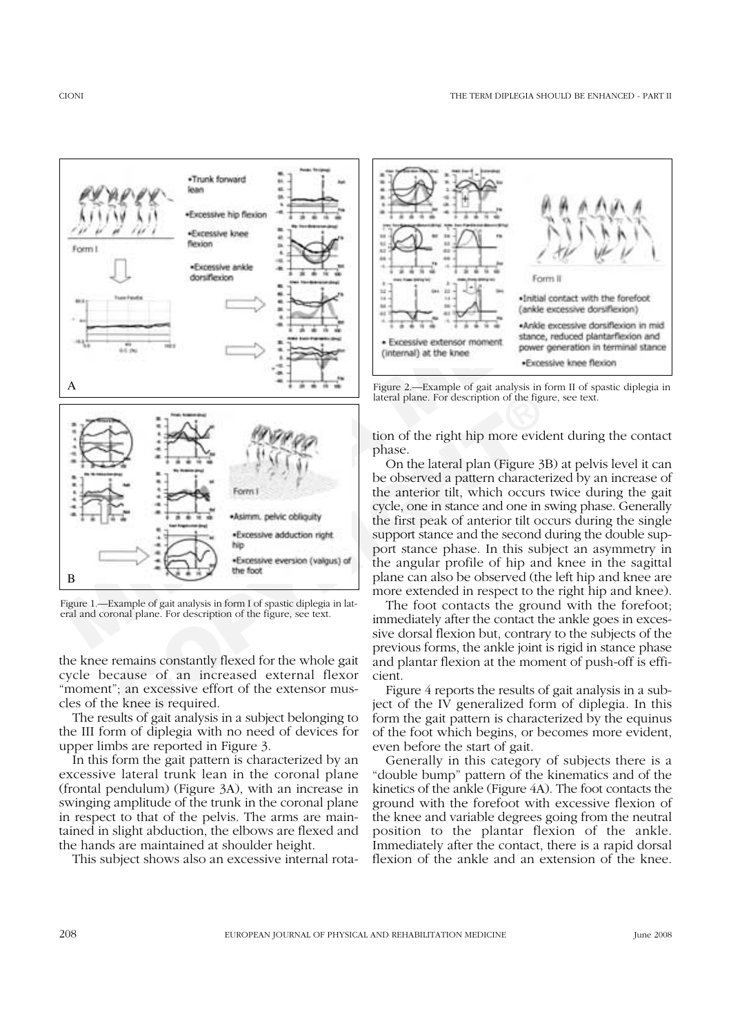Figure 1.—Example of gait analysis in form I of spastic diplegia in lateral and coronal plane. For description of the figure, see text.

the knee remains constantly flexed for the whole gait cycle because of an increased external flexor "moment"; an excessive effort of the extensor muscles of the knee is required.

The results of gait analysis in a subject belonging to the III form of diplegia with no need of devices for upper limbs are reported in Figure 3.

In this form the gait pattern is characterized by an excessive lateral trunk lean in the coronal plane (frontal pendulum) (Figure 3A), with an increase in swinging amplitude of the trunk in the coronal plane in respect to that of the pelvis. The arms are maintained in slight abduction, the elbows are flexed and the hands are maintained at shoulder height.

This subject shows also an excessive internal rotation of the right hip more evident during the contact phase.

Figure 2.—Example of gait analysis in form II of spastic diplegia in lateral plane. For description of the figure, see text.

On the lateral plan (Figure 3B) at pelvis level it can be observed a pattern characterized by an increase of the anterior tilt, which occurs twice during the gait cycle, one in stance and one in swing phase. Generally the first peak of anterior tilt occurs during the single support stance and the second during the double support stance phase. In this subject an asymmetry in the angular profile of hip and knee in the sagittal plane can also be observed (the left hip and knee are more extended in respect to the right hip and knee).

The foot contacts the ground with the forefoot; immediately after the contact the ankle goes in excessive dorsal flexion but, contrary to the subjects of the previous forms, the ankle joint is rigid in stance phase and plantar flexion at the moment of push-off is efficient.

Figure 4 reports the results of gait analysis in a subject of the IV generalized form of diplegia. In this form the gait pattern is characterized by the equinus of the foot which begins, or becomes more evident, even before the start of gait.

Generally in this category of subjects there is a "double bump" pattern of the kinematics and of the kinetics of the ankle (Figure 4A). The foot contacts the ground with the forefoot with excessive flexion of the knee and variable degrees going from the neutral position to the plantar flexion of the ankle. Immediately after the contact, there is a rapid dorsal flexion of the ankle and an extension of the knee.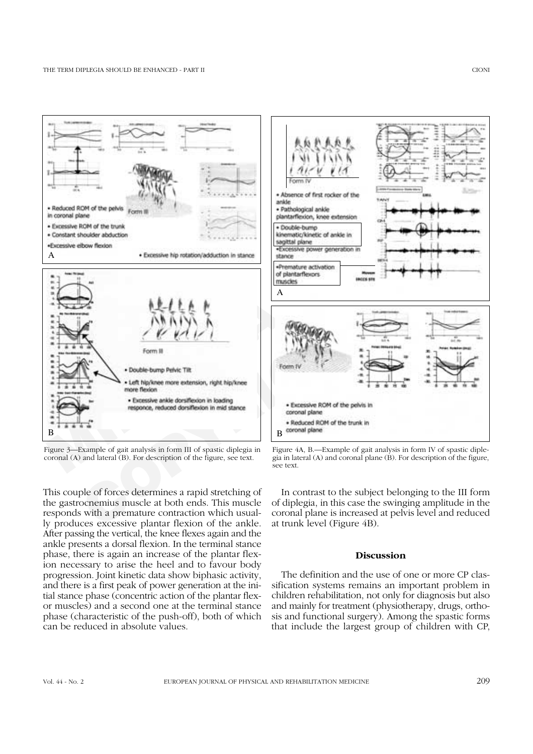Figure 3—Example of gait analysis in form III of spastic diplegia in coronal (A) and lateral (B). For description of the figure, see text.

Figure 4A, B.—Example of gait analysis in form IV of spastic diplegia in lateral (A) and coronal plane (B). For description of the figure, see text.

This couple of forces determines a rapid stretching of the gastrocnemius muscle at both ends. This muscle responds with a premature contraction which usually produces excessive plantar flexion of the ankle. After passing the vertical, the knee flexes again and the ankle presents a dorsal flexion. In the terminal stance phase, there is again an increase of the plantar flexion necessary to arise the heel and to favour body progression. Joint kinetic data show biphasic activity, and there is a first peak of power generation at the initial stance phase (concentric action of the plantar flexor muscles) and a second one at the terminal stance phase (characteristic of the push-off), both of which can be reduced in absolute values.

In contrast to the subject belonging to the III form of diplegia, in this case the swinging amplitude in the coronal plane is increased at pelvis level and reduced at trunk level (Figure 4B).

## Discussion

The definition and the use of one or more CP classification systems remains an important problem in children rehabilitation, not only for diagnosis but also and mainly for treatment (physiotherapy, drugs, orthosis and functional surgery). Among the spastic forms that include the largest group of children with CP,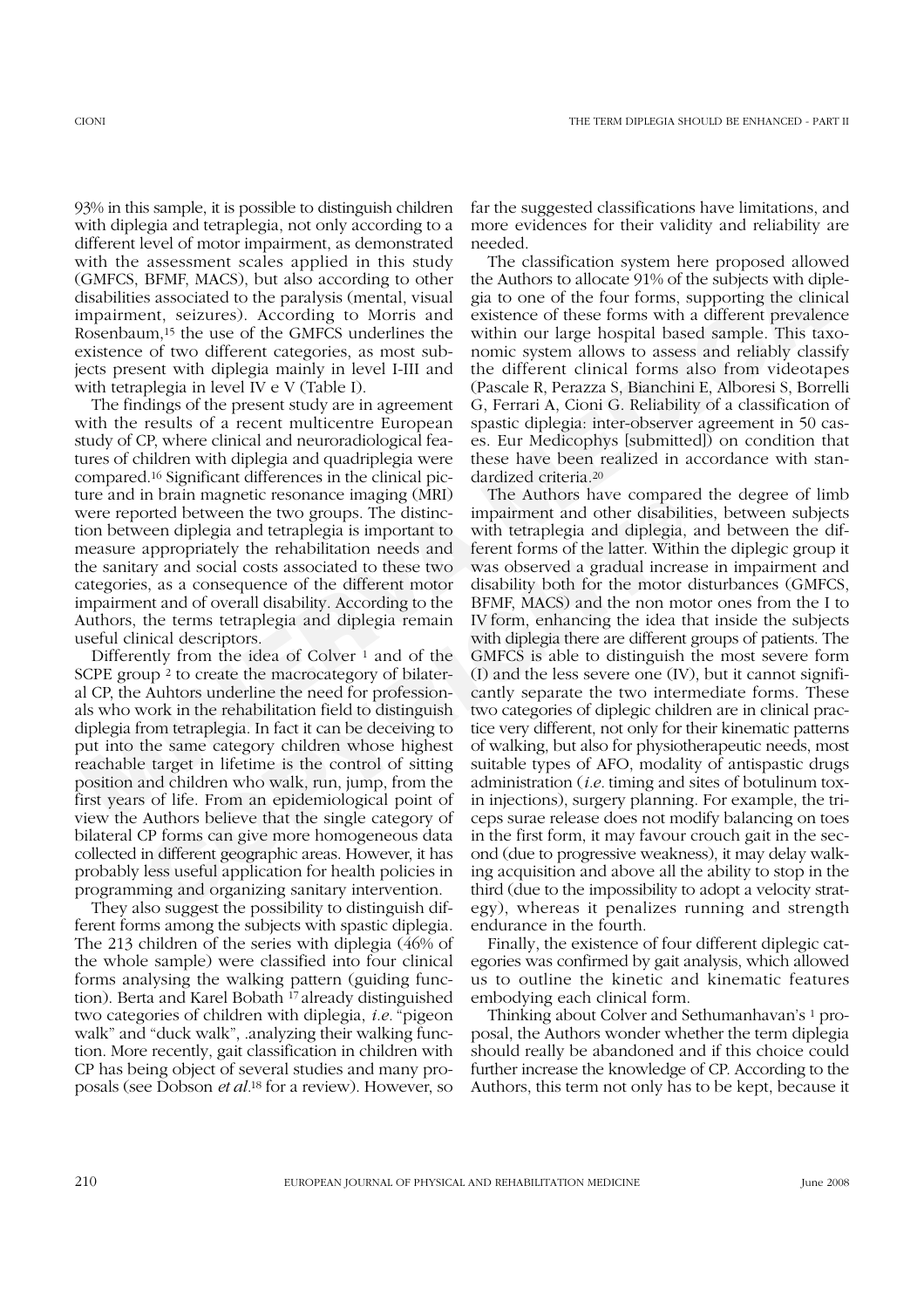93% in this sample, it is possible to distinguish children with diplegia and tetraplegia, not only according to a different level of motor impairment, as demonstrated with the assessment scales applied in this study (GMFCS, BFMF, MACS), but also according to other disabilities associated to the paralysis (mental, visual impairment, seizures). According to Morris and Rosenbaum,[15] the use of the GMFCS underlines the existence of two different categories, as most subjects present with diplegia mainly in level I-III and with tetraplegia in level IV e V (Table I).

The findings of the present study are in agreement with the results of a recent multicentre European study of CP, where clinical and neuroradiological features of children with diplegia and quadriplegia were compared.[16] Significant differences in the clinical picture and in brain magnetic resonance imaging (MRI) were reported between the two groups. The distinction between diplegia and tetraplegia is important to measure appropriately the rehabilitation needs and the sanitary and social costs associated to these two categories, as a consequence of the different motor impairment and of overall disability. According to the Authors, the terms tetraplegia and diplegia remain useful clinical descriptors.

Differently from the idea of Colver [1] and of the SCPE group [2] to create the macrocategory of bilateral CP, the Auhtors underline the need for professionals who work in the rehabilitation field to distinguish diplegia from tetraplegia. In fact it can be deceiving to put into the same category children whose highest reachable target in lifetime is the control of sitting position and children who walk, run, jump, from the first years of life. From an epidemiological point of view the Authors believe that the single category of bilateral CP forms can give more homogeneous data collected in different geographic areas. However, it has probably less useful application for health policies in programming and organizing sanitary intervention.

They also suggest the possibility to distinguish different forms among the subjects with spastic diplegia. The 213 children of the series with diplegia (46% of the whole sample) were classified into four clinical forms analysing the walking pattern (guiding function). Berta and Karel Bobath [17] already distinguished two categories of children with diplegia, *i.e.* "pigeon walk" and "duck walk", .analyzing their walking function. More recently, gait classification in children with CP has being object of several studies and many proposals (see Dobson *et al.*[18] for a review). However, so far the suggested classifications have limitations, and more evidences for their validity and reliability are needed.

The classification system here proposed allowed the Authors to allocate 91% of the subjects with diplegia to one of the four forms, supporting the clinical existence of these forms with a different prevalence within our large hospital based sample. This taxonomic system allows to assess and reliably classify the different clinical forms also from videotapes (Pascale R, Perazza S, Bianchini E, Alboresi S, Borrelli G, Ferrari A, Cioni G. Reliability of a classification of spastic diplegia: inter-observer agreement in 50 cases. Eur Medicophys [submitted]) on condition that these have been realized in accordance with standardized criteria.[20]

The Authors have compared the degree of limb impairment and other disabilities, between subjects with tetraplegia and diplegia, and between the different forms of the latter. Within the diplegic group it was observed a gradual increase in impairment and disability both for the motor disturbances (GMFCS, BFMF, MACS) and the non motor ones from the I to IV form, enhancing the idea that inside the subjects with diplegia there are different groups of patients. The GMFCS is able to distinguish the most severe form (I) and the less severe one (IV), but it cannot significantly separate the two intermediate forms. These two categories of diplegic children are in clinical practice very different, not only for their kinematic patterns of walking, but also for physiotherapeutic needs, most suitable types of AFO, modality of antispastic drugs administration (*i.e.* timing and sites of botulinum toxin injections), surgery planning. For example, the triceps surae release does not modify balancing on toes in the first form, it may favour crouch gait in the second (due to progressive weakness), it may delay walking acquisition and above all the ability to stop in the third (due to the impossibility to adopt a velocity strategy), whereas it penalizes running and strength endurance in the fourth.

Finally, the existence of four different diplegic categories was confirmed by gait analysis, which allowed us to outline the kinetic and kinematic features embodying each clinical form.

Thinking about Colver and Sethumanhavan's [1] proposal, the Authors wonder whether the term diplegia should really be abandoned and if this choice could further increase the knowledge of CP. According to the Authors, this term not only has to be kept, because it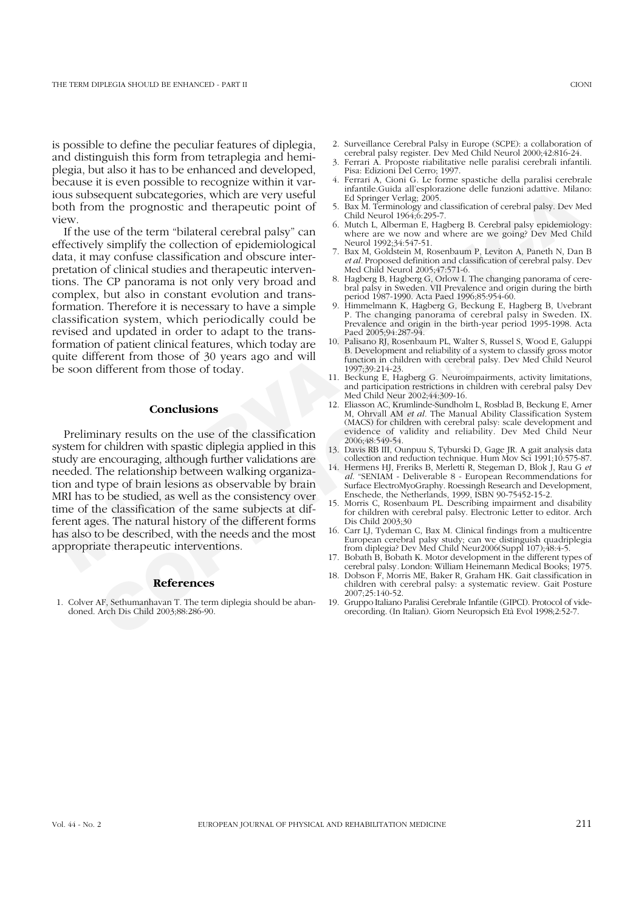is possible to define the peculiar features of diplegia, and distinguish this form from tetraplegia and hemiplegia, but also it has to be enhanced and developed, because it is even possible to recognize within it various subsequent subcategories, which are very useful both from the prognostic and therapeutic point of view.

If the use of the term "bilateral cerebral palsy" can effectively simplify the collection of epidemiological data, it may confuse classification and obscure interpretation of clinical studies and therapeutic interventions. The CP panorama is not only very broad and complex, but also in constant evolution and transformation. Therefore it is necessary to have a simple classification system, which periodically could be revised and updated in order to adapt to the transformation of patient clinical features, which today are quite different from those of 30 years ago and will be soon different from those of today.

## Conclusions

Preliminary results on the use of the classification system for children with spastic diplegia applied in this study are encouraging, although further validations are needed. The relationship between walking organization and type of brain lesions as observable by brain MRI has to be studied, as well as the consistency over time of the classification of the same subjects at different ages. The natural history of the different forms has also to be described, with the needs and the most appropriate therapeutic interventions.

## References

1. Colver AF, Sethumanhavan T. The term diplegia should be abandoned. Arch Dis Child 2003;88:286-90.
2. Surveillance Cerebral Palsy in Europe (SCPE): a collaboration of cerebral palsy register. Dev Med Child Neurol 2000;42:816-24.
3. Ferrari A. Proposte riabilitative nelle paralisi cerebrali infantili. Pisa: Edizioni Del Cerro; 1997.
4. Ferrari A, Cioni G. Le forme spastiche della paralisi cerebrale infantile.Guida all'esplorazione delle funzioni adattive. Milano: Ed Springer Verlag; 2005.
5. Bax M. Terminology and classification of cerebral palsy. Dev Med Child Neurol 1964;6:295-7.
6. Mutch L, Alberman E, Hagberg B. Cerebral palsy epidemiology: where are we now and where are we going? Dev Med Child Neurol 1992;34:547-51.
7. Bax M, Goldstein M, Rosenbaum P, Leviton A, Paneth N, Dan B *et al*. Proposed definition and classification of cerebral palsy. Dev Med Child Neurol 2005;47:571-6.
8. Hagberg B, Hagberg G, Orlow I. The changing panorama of cerebral palsy in Sweden. VII Prevalence and origin during the birth period 1987-1990. Acta Paed 1996;85:954-60.
9. Himmelmann K, Hagberg G, Beckung E, Hagberg B, Uvebrant P. The changing panorama of cerebral palsy in Sweden. IX. Prevalence and origin in the birth-year period 1995-1998. Acta Paed 2005;94:287-94.
10. Palisano RJ, Rosenbaum PL, Walter S, Russel S, Wood E, Galuppi B. Development and reliability of a system to classify gross motor function in children with cerebral palsy. Dev Med Child Neurol 1997;39:214-23.
11. Beckung E, Hagberg G. Neuroimpairments, activity limitations, and participation restrictions in children with cerebral palsy Dev Med Child Neur 2002;44:309-16.
12. Eliasson AC, Krumlinde-Sundholm L, Rosblad B, Beckung E, Arner M, Ohrvall AM *et al*. The Manual Ability Classification System (MACS) for children with cerebral palsy: scale development and evidence of validity and reliability. Dev Med Child Neur 2006;48:549-54.
13. Davis RB III, Ounpuu S, Tyburski D, Gage JR. A gait analysis data collection and reduction technique. Hum Mov Sci 1991;10:575-87.
14. Hermens HJ, Freriks B, Merletti R, Stegeman D, Blok J, Rau G *et al*. "SENIAM - Deliverable 8 - European Recommendations for Surface ElectroMyoGraphy. Roessingh Research and Development, Enschede, the Netherlands, 1999, ISBN 90-75452-15-2.
15. Morris C, Rosenbaum PL. Describing impairment and disability for children with cerebral palsy. Electronic Letter to editor. Arch Dis Child 2003;30
16. Carr LJ, Tydeman C, Bax M. Clinical findings from a multicentre European cerebral palsy study; can we distinguish quadriplegia from diplegia? Dev Med Child Neur2006(Suppl 107);48:4-5.
17. Bobath B, Bobath K. Motor development in the different types of cerebral palsy. London: William Heinemann Medical Books; 1975.
18. Dobson F, Morris ME, Baker R, Graham HK. Gait classification in children with cerebral palsy: a systematic review. Gait Posture 2007;25:140-52.
19. Gruppo Italiano Paralisi Cerebrale Infantile (GIPCI). Protocol of videorecording. (In Italian). Giorn Neuropsich Età Evol 1998;2:52-7.